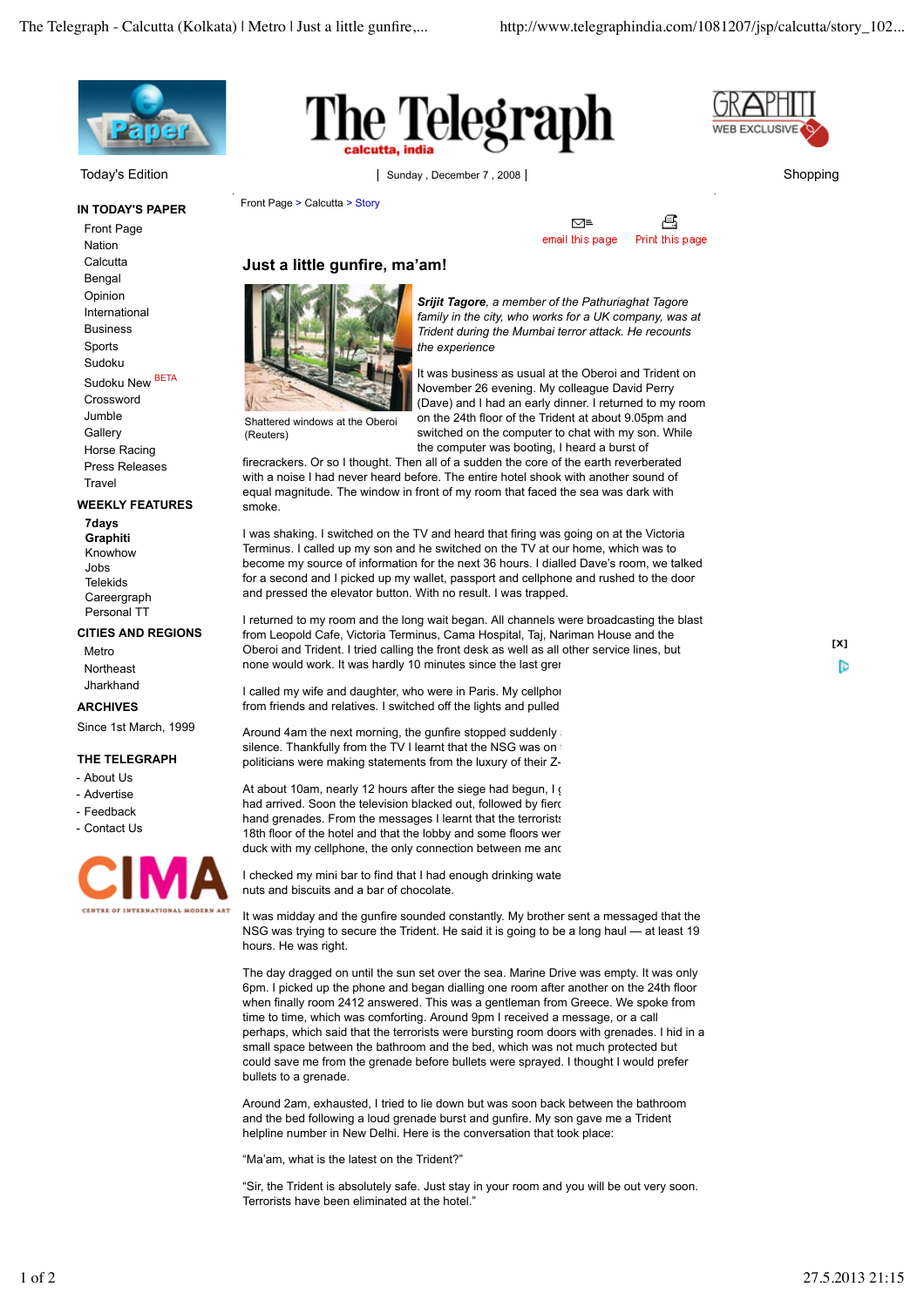The Telegraph

calcutta, india

Today's Edition | Sunday , December 7 , 2008 |

Front Page > Calcutta > Story

## Just a little gunfire, ma'am!

Shattered windows at the Oberoi (Reuters)

***Srijit Tagore**, a member of the Pathuriaghat Tagore family in the city, who works for a UK company, was at Trident during the Mumbai terror attack. He recounts the experience*

It was business as usual at the Oberoi and Trident on November 26 evening. My colleague David Perry (Dave) and I had an early dinner. I returned to my room on the 24th floor of the Trident at about 9.05pm and switched on the computer to chat with my son. While the computer was booting, I heard a burst of firecrackers. Or so I thought. Then all of a sudden the core of the earth reverberated with a noise I had never heard before. The entire hotel shook with another sound of equal magnitude. The window in front of my room that faced the sea was dark with smoke.

I was shaking. I switched on the TV and heard that firing was going on at the Victoria Terminus. I called up my son and he switched on the TV at our home, which was to become my source of information for the next 36 hours. I dialled Dave's room, we talked for a second and I picked up my wallet, passport and cellphone and rushed to the door and pressed the elevator button. With no result. I was trapped.

I returned to my room and the long wait began. All channels were broadcasting the blast from Leopold Cafe, Victoria Terminus, Cama Hospital, Taj, Nariman House and the Oberoi and Trident. I tried calling the front desk as well as all other service lines, but none would work. It was hardly 10 minutes since the last grei

I called my wife and daughter, who were in Paris. My cellphoı from friends and relatives. I switched off the lights and pulled

Around 4am the next morning, the gunfire stopped suddenly silence. Thankfully from the TV I learnt that the NSG was on politicians were making statements from the luxury of their Z-

At about 10am, nearly 12 hours after the siege had begun, I had arrived. Soon the television blacked out, followed by fierc hand grenades. From the messages I learnt that the terrorists 18th floor of the hotel and that the lobby and some floors wer duck with my cellphone, the only connection between me and

I checked my mini bar to find that I had enough drinking wate nuts and biscuits and a bar of chocolate.

It was midday and the gunfire sounded constantly. My brother sent a messaged that the NSG was trying to secure the Trident. He said it is going to be a long haul — at least 19 hours. He was right.

The day dragged on until the sun set over the sea. Marine Drive was empty. It was only 6pm. I picked up the phone and began dialling one room after another on the 24th floor when finally room 2412 answered. This was a gentleman from Greece. We spoke from time to time, which was comforting. Around 9pm I received a message, or a call perhaps, which said that the terrorists were bursting room doors with grenades. I hid in a small space between the bathroom and the bed, which was not much protected but could save me from the grenade before bullets were sprayed. I thought I would prefer bullets to a grenade.

Around 2am, exhausted, I tried to lie down but was soon back between the bathroom and the bed following a loud grenade burst and gunfire. My son gave me a Trident helpline number in New Delhi. Here is the conversation that took place:

"Ma'am, what is the latest on the Trident?"

"Sir, the Trident is absolutely safe. Just stay in your room and you will be out very soon. Terrorists have been eliminated at the hotel."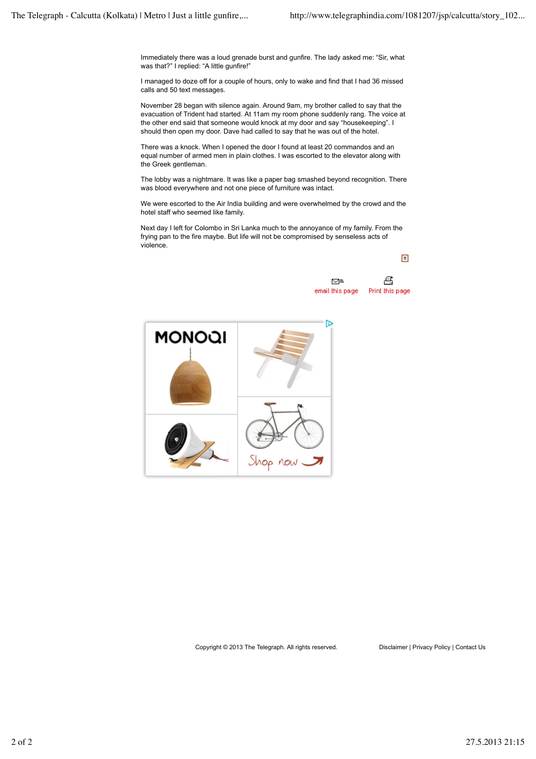Immediately there was a loud grenade burst and gunfire. The lady asked me: “Sir, what was that?” I replied: “A little gunfire!”

I managed to doze off for a couple of hours, only to wake and find that I had 36 missed calls and 50 text messages.

November 28 began with silence again. Around 9am, my brother called to say that the evacuation of Trident had started. At 11am my room phone suddenly rang. The voice at the other end said that someone would knock at my door and say “housekeeping”. I should then open my door. Dave had called to say that he was out of the hotel.

There was a knock. When I opened the door I found at least 20 commandos and an equal number of armed men in plain clothes. I was escorted to the elevator along with the Greek gentleman.

The lobby was a nightmare. It was like a paper bag smashed beyond recognition. There was blood everywhere and not one piece of furniture was intact.

We were escorted to the Air India building and were overwhelmed by the crowd and the hotel staff who seemed like family.

Next day I left for Colombo in Sri Lanka much to the annoyance of my family. From the frying pan to the fire maybe. But life will not be compromised by senseless acts of violence.

email this page  Print this page

Copyright © 2013 The Telegraph. All rights reserved.

Disclaimer | Privacy Policy | Contact Us